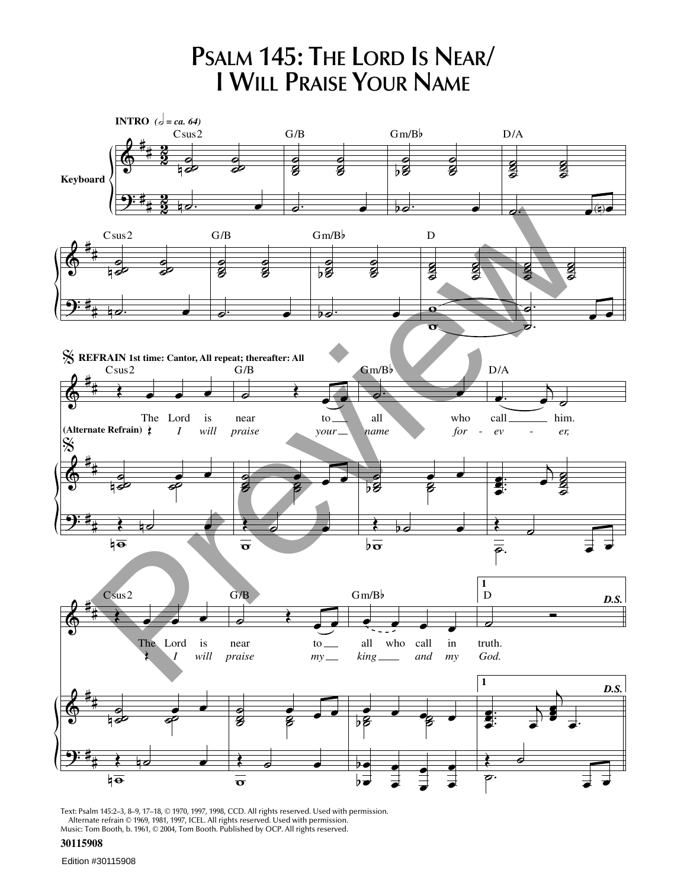# Psalm 145: The Lord Is Near/ I Will Praise Your Name

Text: Psalm 145:2–3, 8–9, 17–18, © 1970, 1997, 1998, CCD. All rights reserved. Used with permission.
Alternate refrain © 1969, 1981, 1997, ICEL. All rights reserved. Used with permission.
Music: Tom Booth, b. 1961, © 2004, Tom Booth. Published by OCP. All rights reserved.

30115908

Edition #30115908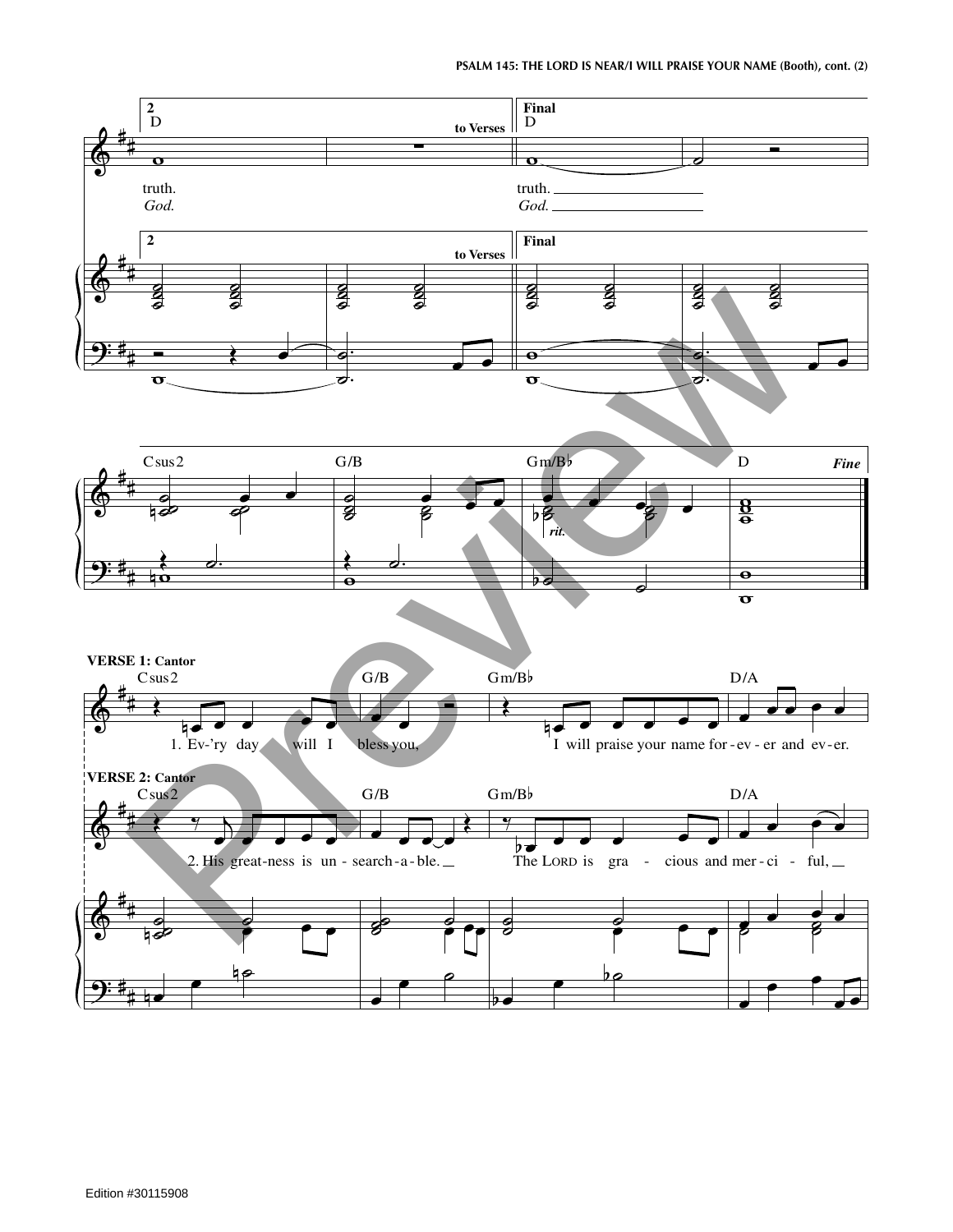2 — D — to Verses

truth.
*God.*

Final — D

truth. ______
*God.* ______

2 — to Verses

Final

Csus2 — G/B — Gm/B♭ — D — *Fine*

*rit.*

**VERSE 1: Cantor**

Csus2 — G/B — Gm/B♭ — D/A

1. Ev-'ry day will I bless you, I will praise your name for-ev-er and ev-er.

**VERSE 2: Cantor**

Csus2 — G/B — Gm/B♭ — D/A

2. His great-ness is un-search-a-ble. __ The LORD is gra - cious and mer-ci - ful, __

Edition #30115908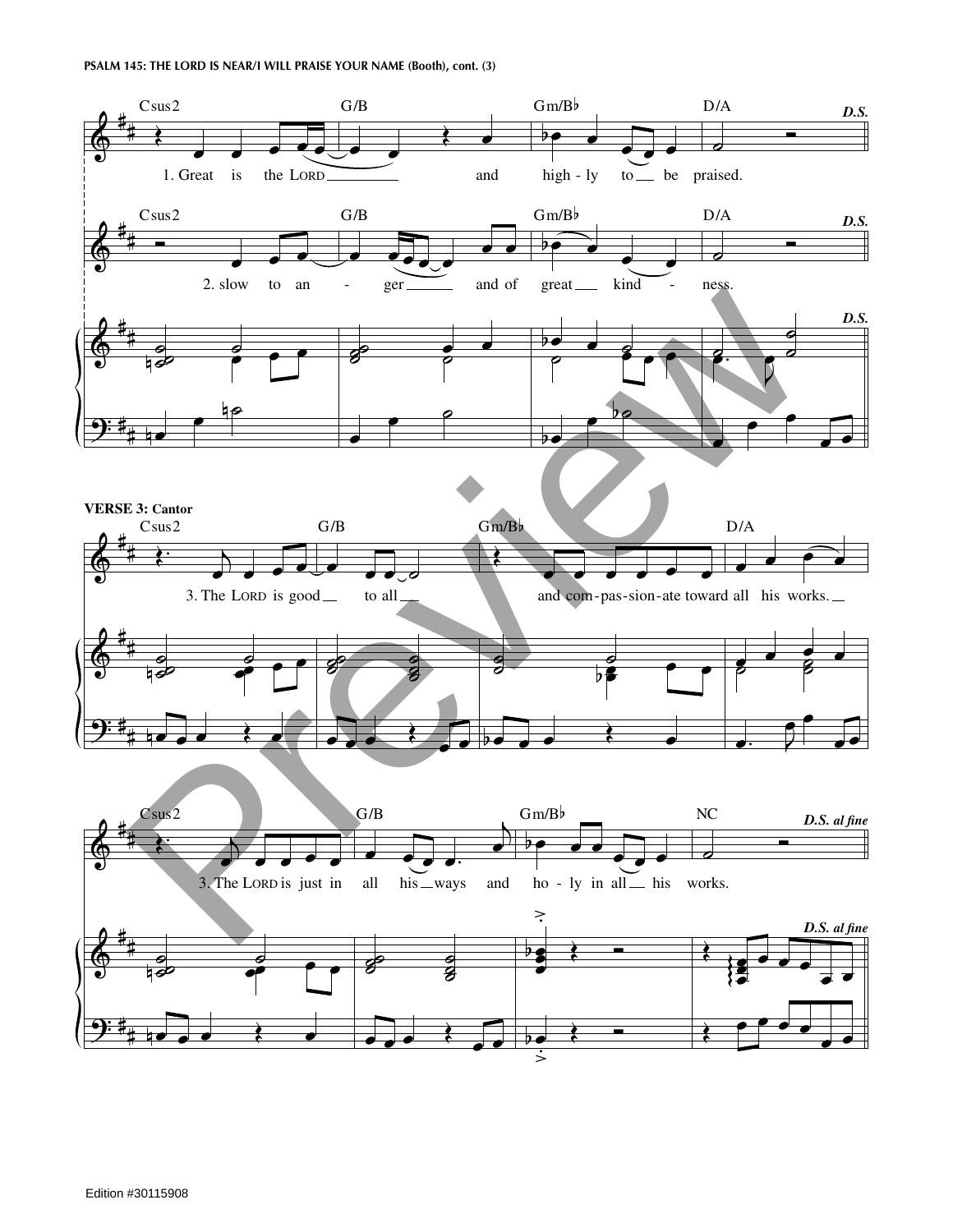Csus2 G/B Gm/B♭ D/A *D.S.*

1. Great is the LORD and high - ly to be praised.

Csus2 G/B Gm/B♭ D/A *D.S.*

2. slow to an - ger and of great kind - ness.

*D.S.*

**VERSE 3: Cantor**

Csus2 G/B Gm/B♭ D/A

3. The LORD is good to all and com-pas-sion-ate toward all his works.

Csus2 G/B Gm/B♭ NC *D.S. al fine*

3. The LORD is just in all his ways and ho - ly in all his works.

*D.S. al fine*

Edition #30115908